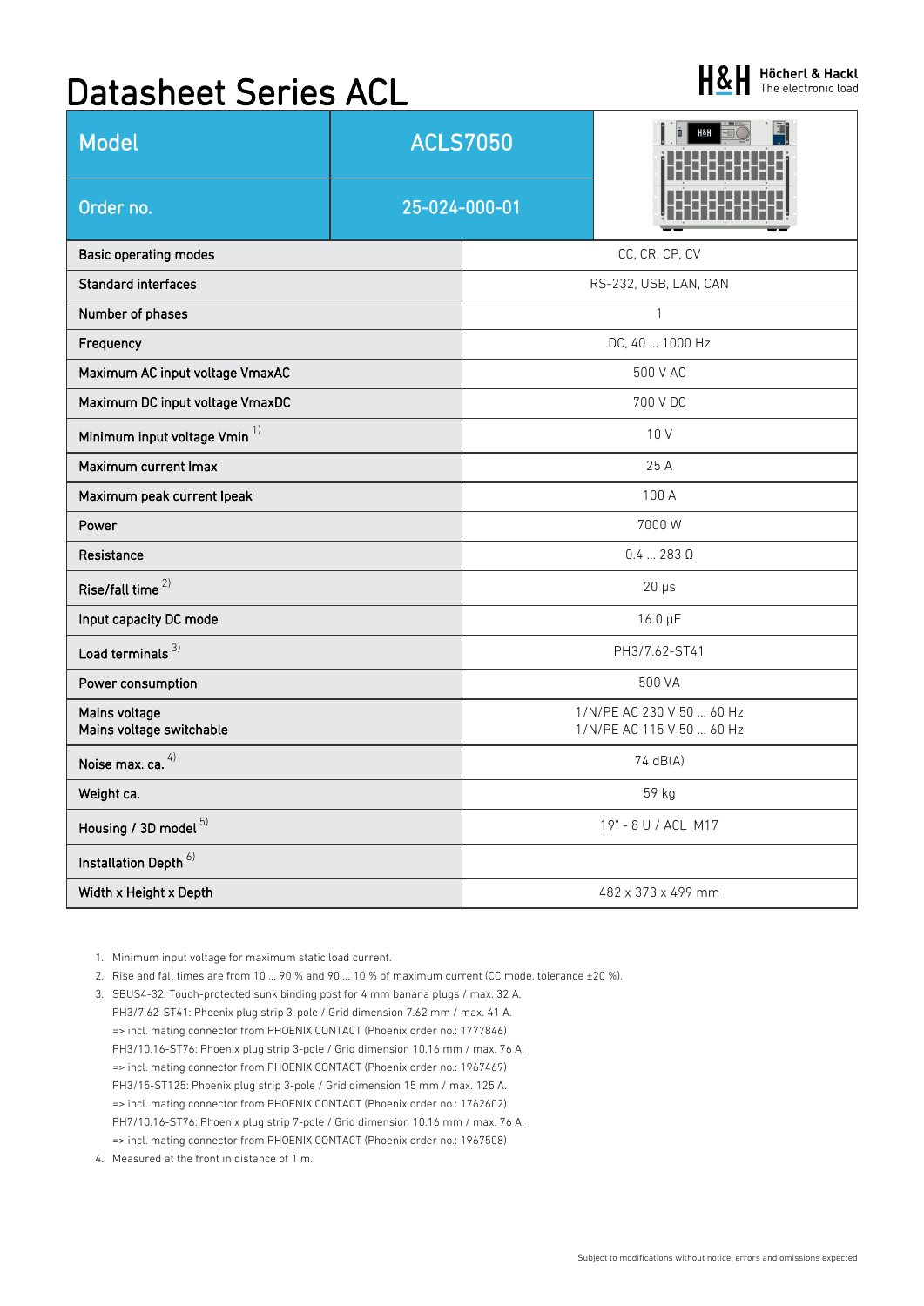# Datasheet Series ACL

**H&H** Höcherl & Hackl — The electronic load

| Model | ACLS7050 |
| --- | --- |
| Order no. | 25-024-000-01 |

| | |
| --- | --- |
| Basic operating modes | CC, CR, CP, CV |
| Standard interfaces | RS-232, USB, LAN, CAN |
| Number of phases | 1 |
| Frequency | DC, 40 ... 1000 Hz |
| Maximum AC input voltage VmaxAC | 500 V AC |
| Maximum DC input voltage VmaxDC | 700 V DC |
| Minimum input voltage Vmin [1] | 10 V |
| Maximum current Imax | 25 A |
| Maximum peak current Ipeak | 100 A |
| Power | 7000 W |
| Resistance | 0.4 ... 283 Ω |
| Rise/fall time [2] | 20 µs |
| Input capacity DC mode | 16.0 µF |
| Load terminals [3] | PH3/7.62-ST41 |
| Power consumption | 500 VA |
| Mains voltage<br>Mains voltage switchable | 1/N/PE AC 230 V 50 ... 60 Hz<br>1/N/PE AC 115 V 50 ... 60 Hz |
| Noise max. ca. [4] | 74 dB(A) |
| Weight ca. | 59 kg |
| Housing / 3D model [5] | 19" - 8 U / ACL_M17 |
| Installation Depth [6] | |
| Width x Height x Depth | 482 x 373 x 499 mm |

1. Minimum input voltage for maximum static load current.
2. Rise and fall times are from 10 ... 90 % and 90 ... 10 % of maximum current (CC mode, tolerance ±20 %).
3. SBUS4-32: Touch-protected sunk binding post for 4 mm banana plugs / max. 32 A.
   PH3/7.62-ST41: Phoenix plug strip 3-pole / Grid dimension 7.62 mm / max. 41 A.
   => incl. mating connector from PHOENIX CONTACT (Phoenix order no.: 1777846)
   PH3/10.16-ST76: Phoenix plug strip 3-pole / Grid dimension 10.16 mm / max. 76 A.
   => incl. mating connector from PHOENIX CONTACT (Phoenix order no.: 1967469)
   PH3/15-ST125: Phoenix plug strip 3-pole / Grid dimension 15 mm / max. 125 A.
   => incl. mating connector from PHOENIX CONTACT (Phoenix order no.: 1762602)
   PH7/10.16-ST76: Phoenix plug strip 7-pole / Grid dimension 10.16 mm / max. 76 A.
   => incl. mating connector from PHOENIX CONTACT (Phoenix order no.: 1967508)
4. Measured at the front in distance of 1 m.

Subject to modifications without notice, errors and omissions expected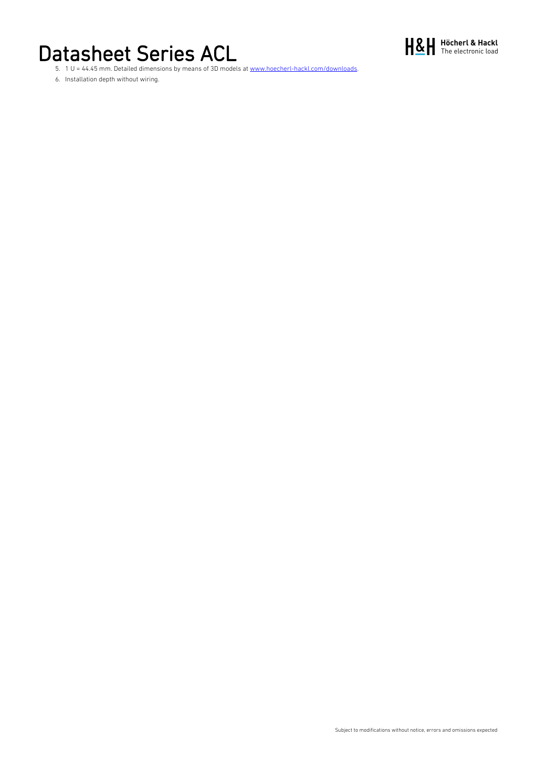5. 1 U = 44.45 mm. Detailed dimensions by means of 3D models at www.hoecherl-hackl.com/downloads.
6. Installation depth without wiring.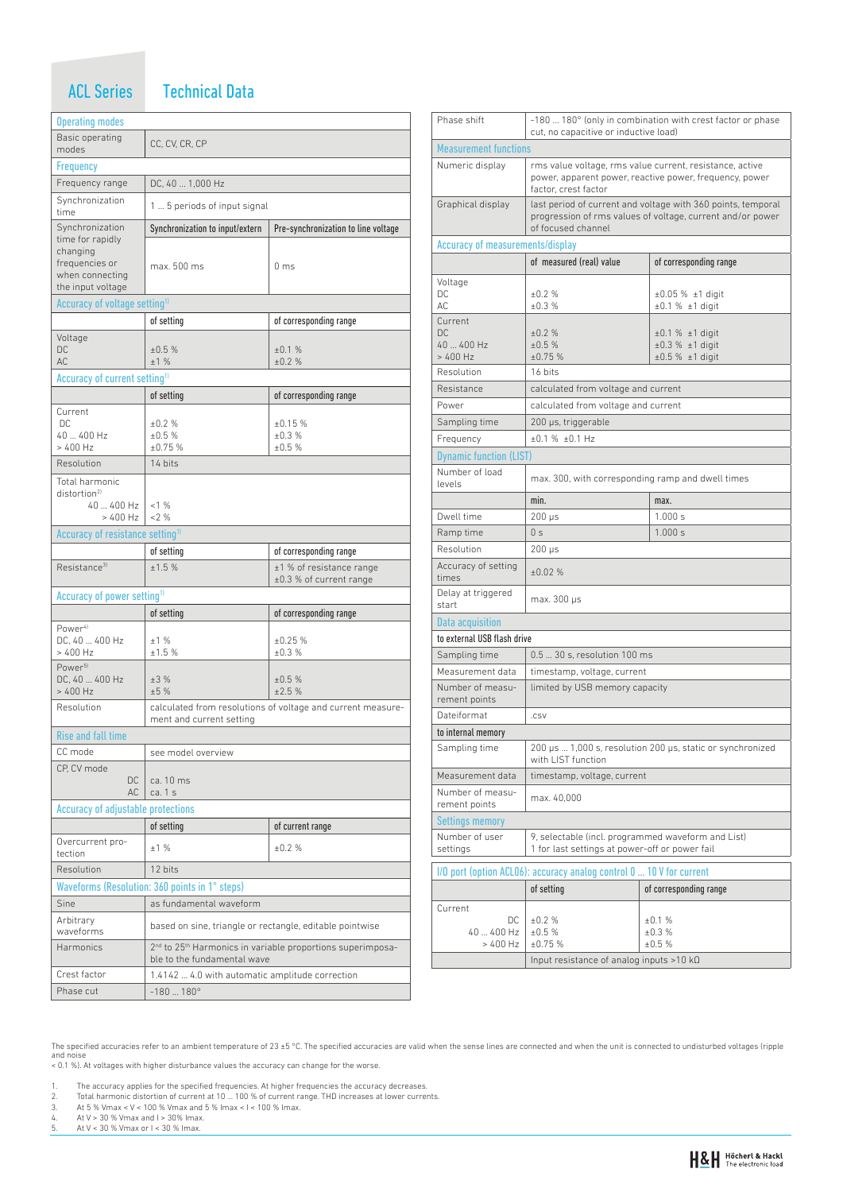# ACL Series Technical Data

| Operating modes | | |
|---|---|---|
| Basic operating modes | CC, CV, CR, CP | |
| **Frequency** | | |
| Frequency range | DC, 40 ... 1,000 Hz | |
| Synchronization time | 1 ... 5 periods of input signal | |
| Synchronization time for rapidly changing frequencies or when connecting the input voltage | Synchronization to input/extern | Pre-synchronization to line voltage |
| | max. 500 ms | 0 ms |
| **Accuracy of voltage setting[1]** | | |
| | of setting | of corresponding range |
| Voltage DC | ±0.5 % | ±0.1 % |
| AC | ±1 % | ±0.2 % |
| **Accuracy of current setting[1]** | | |
| | of setting | of corresponding range |
| Current DC | ±0.2 % | ±0.15 % |
| 40 ... 400 Hz | ±0.5 % | ±0.3 % |
| > 400 Hz | ±0.75 % | ±0.5 % |
| Resolution | 14 bits | |
| Total harmonic distortion[2] 40 ... 400 Hz | <1 % | |
| > 400 Hz | <2 % | |
| **Accuracy of resistance setting[1]** | | |
| | of setting | of corresponding range |
| Resistance[3] | ±1.5 % | ±1 % of resistance range ±0.3 % of current range |
| **Accuracy of power setting[1]** | | |
| | of setting | of corresponding range |
| Power[4] DC, 40 ... 400 Hz | ±1 % | ±0.25 % |
| > 400 Hz | ±1.5 % | ±0.3 % |
| Power[5] DC, 40 ... 400 Hz | ±3 % | ±0.5 % |
| > 400 Hz | ±5 % | ±2.5 % |
| Resolution | calculated from resolutions of voltage and current measurement and current setting | |
| **Rise and fall time** | | |
| CC mode | see model overview | |
| CP, CV mode DC | ca. 10 ms | |
| AC | ca. 1 s | |
| **Accuracy of adjustable protections** | | |
| | of setting | of current range |
| Overcurrent protection | ±1 % | ±0.2 % |
| Resolution | 12 bits | |
| **Waveforms (Resolution: 360 points in 1° steps)** | | |
| Sine | as fundamental waveform | |
| Arbitrary waveforms | based on sine, triangle or rectangle, editable pointwise | |
| Harmonics | 2nd to 25th Harmonics in variable proportions superimposable to the fundamental wave | |
| Crest factor | 1.4142 ... 4.0 with automatic amplitude correction | |
| Phase cut | -180 ... 180° | |
| Phase shift | -180 ... 180° (only in combination with crest factor or phase cut, no capacitive or inductive load) | |
| **Measurement functions** | | |
| Numeric display | rms value voltage, rms value current, resistance, active power, apparent power, reactive power, frequency, power factor, crest factor | |
| Graphical display | last period of current and voltage with 360 points, temporal progression of rms values of voltage, current and/or power of focused channel | |
| **Accuracy of measurements/display** | | |
| | of measured (real) value | of corresponding range |
| Voltage DC | ±0.2 % | ±0.05 % ±1 digit |
| AC | ±0.3 % | ±0.1 % ±1 digit |
| Current DC | ±0.2 % | ±0.1 % ±1 digit |
| 40 ... 400 Hz | ±0.5 % | ±0.3 % ±1 digit |
| > 400 Hz | ±0.75 % | ±0.5 % ±1 digit |
| Resolution | 16 bits | |
| Resistance | calculated from voltage and current | |
| Power | calculated from voltage and current | |
| Sampling time | 200 µs, triggerable | |
| Frequency | ±0.1 % ±0.1 Hz | |
| **Dynamic function (LIST)** | | |
| Number of load levels | max. 300, with corresponding ramp and dwell times | |
| | min. | max. |
| Dwell time | 200 µs | 1.000 s |
| Ramp time | 0 s | 1.000 s |
| Resolution | 200 µs | |
| Accuracy of setting times | ±0.02 % | |
| Delay at triggered start | max. 300 µs | |
| **Data acquisition** | | |
| to external USB flash drive | | |
| Sampling time | 0.5 ... 30 s, resolution 100 ms | |
| Measurement data | timestamp, voltage, current | |
| Number of measurement points | limited by USB memory capacity | |
| Dateiformat | .csv | |
| to internal memory | | |
| Sampling time | 200 µs ... 1,000 s, resolution 200 µs, static or synchronized with LIST function | |
| Measurement data | timestamp, voltage, current | |
| Number of measurement points | max. 40,000 | |
| **Settings memory** | | |
| Number of user settings | 9, selectable (incl. programmed waveform and List) 1 for last settings at power-off or power fail | |

| I/O port (option ACL06): accuracy analog control 0 ... 10 V for current | | |
|---|---|---|
| | of setting | of corresponding range |
| Current DC | ±0.2 % | ±0.1 % |
| 40 ... 400 Hz | ±0.5 % | ±0.3 % |
| > 400 Hz | ±0.75 % | ±0.5 % |
| | Input resistance of analog inputs >10 kΩ | |

The specified accuracies refer to an ambient temperature of 23 ±5 °C. The specified accuracies are valid when the sense lines are connected and when the unit is connected to undisturbed voltages (ripple and noise < 0.1 %). At voltages with higher disturbance values the accuracy can change for the worse.

1. The accuracy applies for the specified frequencies. At higher frequencies the accuracy decreases.
2. Total harmonic distortion of current at 10 ... 100 % of current range. THD increases at lower currents.
3. At 5 % Vmax < V < 100 % Vmax and 5 % Imax < I < 100 % Imax.
4. At V > 30 % Vmax and I > 30% Imax.
5. At V < 30 % Vmax or I < 30 % Imax.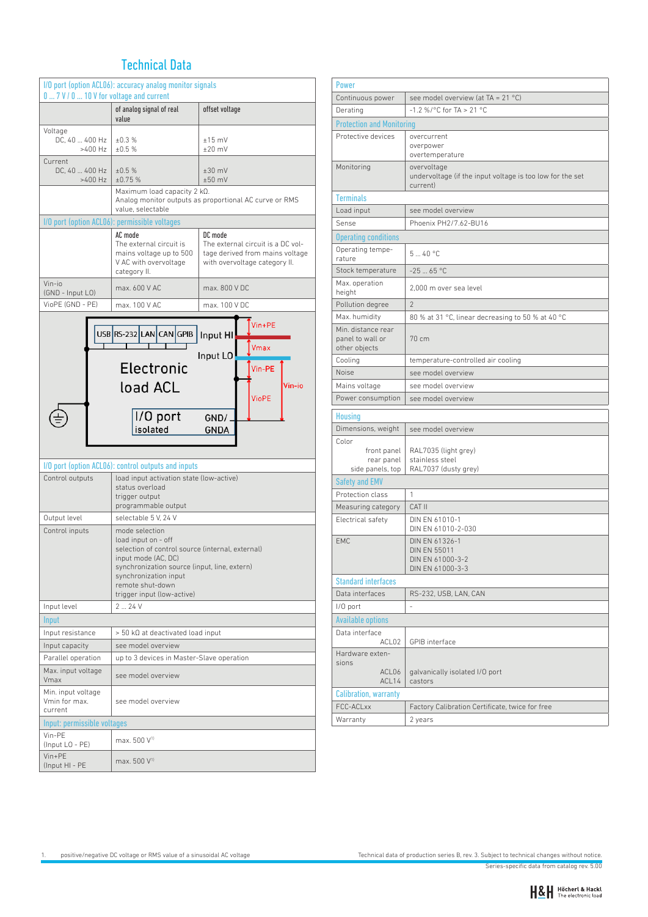# Technical Data

| I/O port (option ACL06): accuracy analog monitor signals 0 ... 7 V / 0 ... 10 V for voltage and current | | |
|---|---|---|
| | of analog signal of real value | offset voltage |
| Voltage<br>DC, 40 ... 400 Hz<br>>400 Hz | ±0.3 %<br>±0.5 % | ±15 mV<br>±20 mV |
| Current<br>DC, 40 ... 400 Hz<br>>400 Hz | ±0.5 %<br>±0.75 % | ±30 mV<br>±50 mV |
| | Maximum load capacity 2 kΩ.<br>Analog monitor outputs as proportional AC curve or RMS value, selectable | |

| I/O port (option ACL06): permissible voltages | | |
|---|---|---|
| | AC mode<br>The external circuit is mains voltage up to 500 V AC with overvoltage category II. | DC mode<br>The external circuit is a DC voltage derived from mains voltage with overvoltage category II. |
| Vin-io<br>(GND - Input LO) | max. 600 V AC | max. 800 V DC |
| VioPE (GND - PE) | max. 100 V AC | max. 100 V DC |

USB RS-232 LAN CAN GPIB
Input HI
Input LO
Electronic load ACL
I/O port isolated
GND/ GNDA
Vin+PE
Vmax
Vin-PE
Vin-io
VioPE

| I/O port (option ACL06): control outputs and inputs | |
|---|---|
| Control outputs | load input activation state (low-active)<br>status overload<br>trigger output<br>programmable output |
| Output level | selectable 5 V, 24 V |
| Control inputs | mode selection<br>load input on - off<br>selection of control source (internal, external)<br>input mode (AC, DC)<br>synchronization source (input, line, extern)<br>synchronization input<br>remote shut-down<br>trigger input (low-active) |
| Input level | 2 ... 24 V |

| Input | |
|---|---|
| Input resistance | > 50 kΩ at deactivated load input |
| Input capacity | see model overview |
| Parallel operation | up to 3 devices in Master-Slave operation |
| Max. input voltage Vmax | see model overview |
| Min. input voltage Vmin for max. current | see model overview |

| Input: permissible voltages | |
|---|---|
| Vin-PE<br>(Input LO - PE) | max. 500 V[1] |
| Vin+PE<br>(Input HI - PE | max. 500 V[1] |

| Power | |
|---|---|
| Continuous power | see model overview (at TA = 21 °C) |
| Derating | -1.2 %/°C for TA > 21 °C |

| Protection and Monitoring | |
|---|---|
| Protective devices | overcurrent<br>overpower<br>overtemperature |
| Monitoring | overvoltage<br>undervoltage (if the input voltage is too low for the set current) |

| Terminals | |
|---|---|
| Load input | see model overview |
| Sense | Phoenix PH2/7.62-BU16 |

| Operating conditions | |
|---|---|
| Operating temperature | 5 ... 40 °C |
| Stock temperature | -25 ... 65 °C |
| Max. operation height | 2,000 m over sea level |
| Pollution degree | 2 |
| Max. humidity | 80 % at 31 °C, linear decreasing to 50 % at 40 °C |
| Min. distance rear panel to wall or other objects | 70 cm |
| Cooling | temperature-controlled air cooling |
| Noise | see model overview |
| Mains voltage | see model overview |
| Power consumption | see model overview |

| Housing | |
|---|---|
| Dimensions, weight | see model overview |
| Color<br>front panel<br>rear panel<br>side panels, top | <br>RAL7035 (light grey)<br>stainless steel<br>RAL7037 (dusty grey) |

| Safety and EMV | |
|---|---|
| Protection class | 1 |
| Measuring category | CAT II |
| Electrical safety | DIN EN 61010-1<br>DIN EN 61010-2-030 |
| EMC | DIN EN 61326-1<br>DIN EN 55011<br>DIN EN 61000-3-2<br>DIN EN 61000-3-3 |

| Standard interfaces | |
|---|---|
| Data interfaces | RS-232, USB, LAN, CAN |
| I/O port | - |

| Available options | |
|---|---|
| Data interface<br>ACL02 | <br>GPIB interface |
| Hardware extensions<br>ACL06<br>ACL14 | <br>galvanically isolated I/O port<br>castors |

| Calibration, warranty | |
|---|---|
| FCC-ACLxx | Factory Calibration Certificate, twice for free |
| Warranty | 2 years |

1. positive/negative DC voltage or RMS value of a sinusoidal AC voltage

Technical data of production series B, rev. 3. Subject to technical changes without notice.
Series-specific data from catalog rev. 5.00